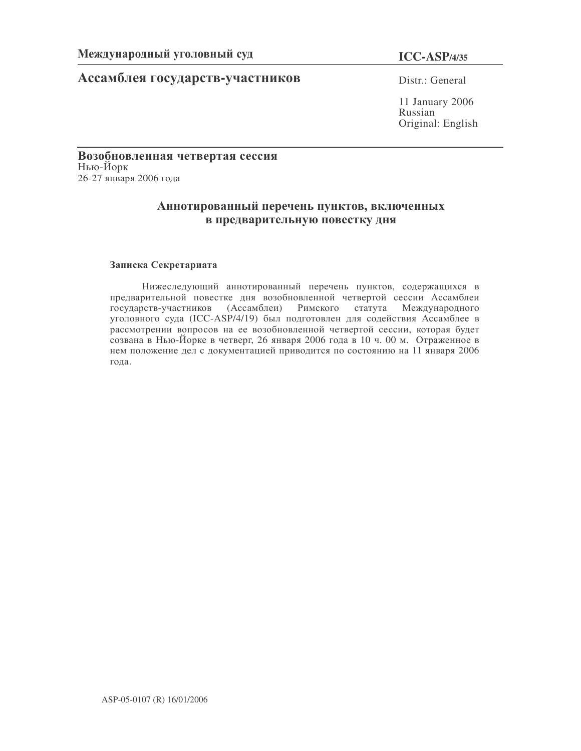**Международный уголовный суд**

**ICC-ASP/4/35**

# Ассамблея государств-участников

Distr.: General

11 January 2006
Russian
Original: English

**Возобновленная четвертая сессия**
Нью-Йорк
26-27 января 2006 года

## Аннотированный перечень пунктов, включенных в предварительную повестку дня

### Записка Секретариата

Нижеследующий аннотированный перечень пунктов, содержащихся в предварительной повестке дня возобновленной четвертой сессии Ассамблеи государств-участников (Ассамблеи) Римского статута Международного уголовного суда (ICC-ASP/4/19) был подготовлен для содействия Ассамблее в рассмотрении вопросов на ее возобновленной четвертой сессии, которая будет созвана в Нью-Йорке в четверг, 26 января 2006 года в 10 ч. 00 м. Отраженное в нем положение дел с документацией приводится по состоянию на 11 января 2006 года.

ASP-05-0107 (R) 16/01/2006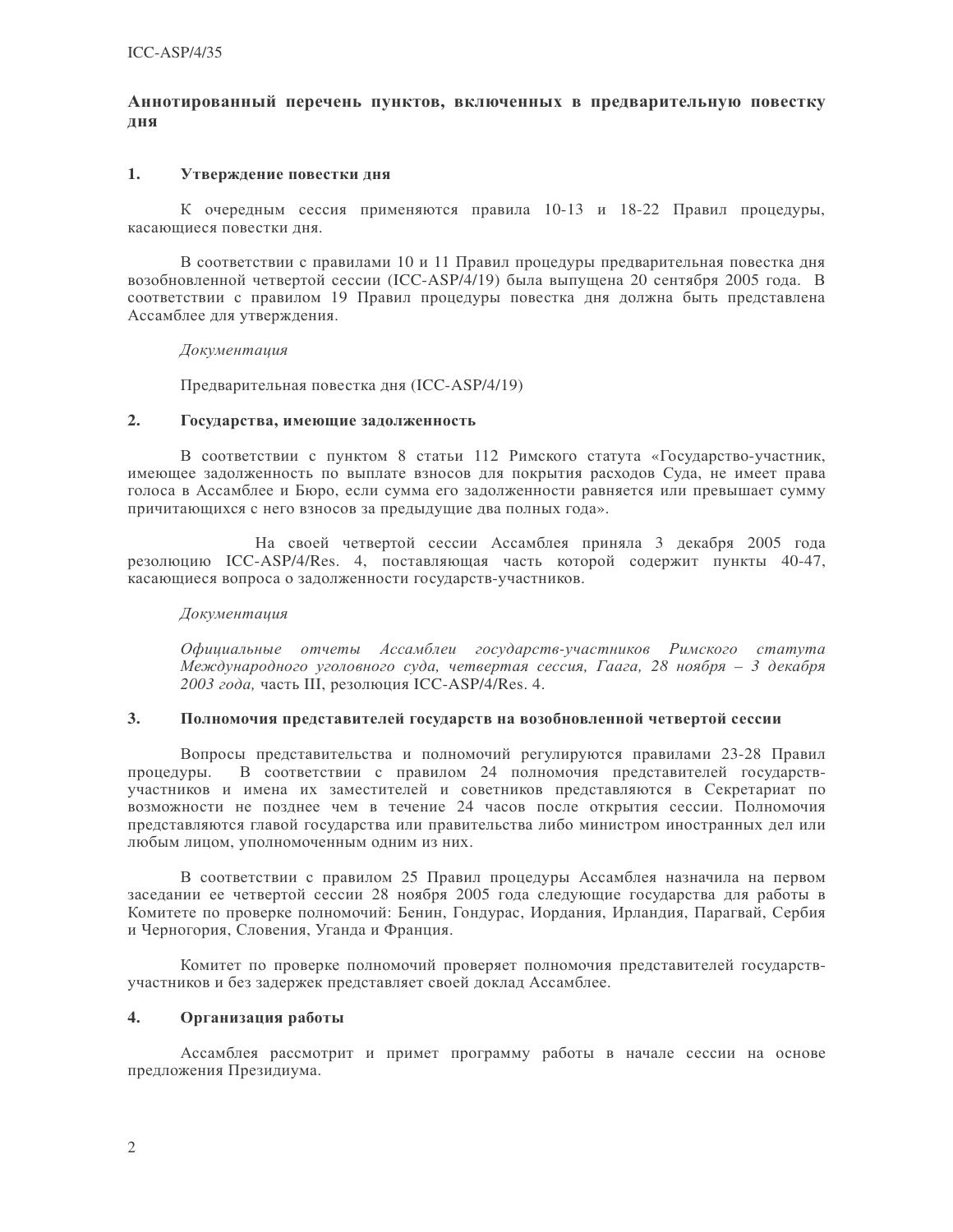## Аннотированный перечень пунктов, включенных в предварительную повестку дня

### 1. Утверждение повестки дня

К очередным сессия применяются правила 10-13 и 18-22 Правил процедуры, касающиеся повестки дня.

В соответствии с правилами 10 и 11 Правил процедуры предварительная повестка дня возобновленной четвертой сессии (ICC-ASP/4/19) была выпущена 20 сентября 2005 года. В соответствии с правилом 19 Правил процедуры повестка дня должна быть представлена Ассамблее для утверждения.

*Документация*

Предварительная повестка дня (ICC-ASP/4/19)

### 2. Государства, имеющие задолженность

В соответствии с пунктом 8 статьи 112 Римского статута «Государство-участник, имеющее задолженность по выплате взносов для покрытия расходов Суда, не имеет права голоса в Ассамблее и Бюро, если сумма его задолженности равняется или превышает сумму причитающихся с него взносов за предыдущие два полных года».

На своей четвертой сессии Ассамблея приняла 3 декабря 2005 года резолюцию ICC-ASP/4/Res. 4, постановляющая часть которой содержит пункты 40-47, касающиеся вопроса о задолженности государств-участников.

*Документация*

*Официальные отчеты Ассамблеи государств-участников Римского статута Международного уголовного суда, четвертая сессия, Гаага, 28 ноября – 3 декабря 2003 года,* часть III, резолюция ICC-ASP/4/Res. 4.

### 3. Полномочия представителей государств на возобновленной четвертой сессии

Вопросы представительства и полномочий регулируются правилами 23-28 Правил процедуры. В соответствии с правилом 24 полномочия представителей государств-участников и имена их заместителей и советников представляются в Секретариат по возможности не позднее чем в течение 24 часов после открытия сессии. Полномочия представляются главой государства или правительства либо министром иностранных дел или любым лицом, уполномоченным одним из них.

В соответствии с правилом 25 Правил процедуры Ассамблея назначила на первом заседании ее четвертой сессии 28 ноября 2005 года следующие государства для работы в Комитете по проверке полномочий: Бенин, Гондурас, Иордания, Ирландия, Парагвай, Сербия и Черногория, Словения, Уганда и Франция.

Комитет по проверке полномочий проверяет полномочия представителей государств-участников и без задержек представляет своей доклад Ассамблее.

### 4. Организация работы

Ассамблея рассмотрит и примет программу работы в начале сессии на основе предложения Президиума.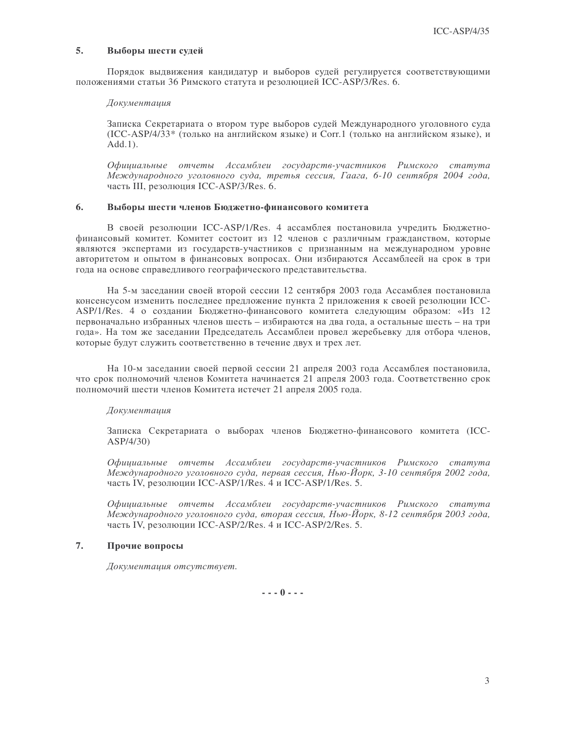## 5. Выборы шести судей

Порядок выдвижения кандидатур и выборов судей регулируется соответствующими положениями статьи 36 Римского статута и резолюцией ICC-ASP/3/Res. 6.

*Документация*

Записка Секретариата о втором туре выборов судей Международного уголовного суда (ICC-ASP/4/33* (только на английском языке) и Corr.1 (только на английском языке), и Add.1).

*Официальные отчеты Ассамблеи государств-участников Римского статута Международного уголовного суда, третья сессия, Гаага, 6-10 сентября 2004 года,* часть III, резолюция ICC-ASP/3/Res. 6.

## 6. Выборы шести членов Бюджетно-финансового комитета

В своей резолюции ICC-ASP/1/Res. 4 ассамблея постановила учредить Бюджетно-финансовый комитет. Комитет состоит из 12 членов с различным гражданством, которые являются экспертами из государств-участников с признанным на международном уровне авторитетом и опытом в финансовых вопросах. Они избираются Ассамблеей на срок в три года на основе справедливого географического представительства.

На 5-м заседании своей второй сессии 12 сентября 2003 года Ассамблея постановила консенсусом изменить последнее предложение пункта 2 приложения к своей резолюции ICC-ASP/1/Res. 4 о создании Бюджетно-финансового комитета следующим образом: «Из 12 первоначально избранных членов шесть – избираются на два года, а остальные шесть – на три года». На том же заседании Председатель Ассамблеи провел жеребьевку для отбора членов, которые будут служить соответственно в течение двух и трех лет.

На 10-м заседании своей первой сессии 21 апреля 2003 года Ассамблея постановила, что срок полномочий членов Комитета начинается 21 апреля 2003 года. Соответственно срок полномочий шести членов Комитета истечет 21 апреля 2005 года.

*Документация*

Записка Секретариата о выборах членов Бюджетно-финансового комитета (ICC-ASP/4/30)

*Официальные отчеты Ассамблеи государств-участников Римского статута Международного уголовного суда, первая сессия, Нью-Йорк, 3-10 сентября 2002 года,* часть IV, резолюции ICC-ASP/1/Res. 4 и ICC-ASP/1/Res. 5.

*Официальные отчеты Ассамблеи государств-участников Римского статута Международного уголовного суда, вторая сессия, Нью-Йорк, 8-12 сентября 2003 года,* часть IV, резолюции ICC-ASP/2/Res. 4 и ICC-ASP/2/Res. 5.

## 7. Прочие вопросы

*Документация отсутствует.*

**- - - 0 - - -**